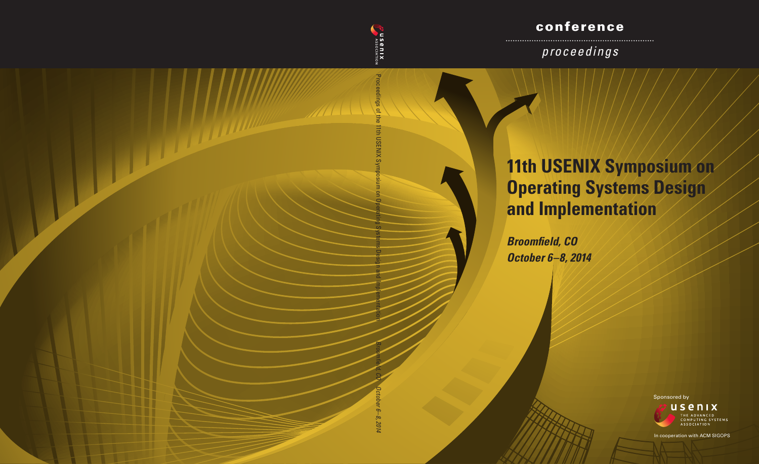conference

*proceedings*

Proceedings of the 11th USENIX Symposium on Operating Systems Design and Implementation

*Broomfield, CO October 6–8, 2014*

# 11th USENIX Symposium on Operating Systems Design and Implementation

***Broomfield, CO***
***October 6–8, 2014***

Sponsored by

usenix
THE ADVANCED COMPUTING SYSTEMS ASSOCIATION

In cooperation with ACM SIGOPS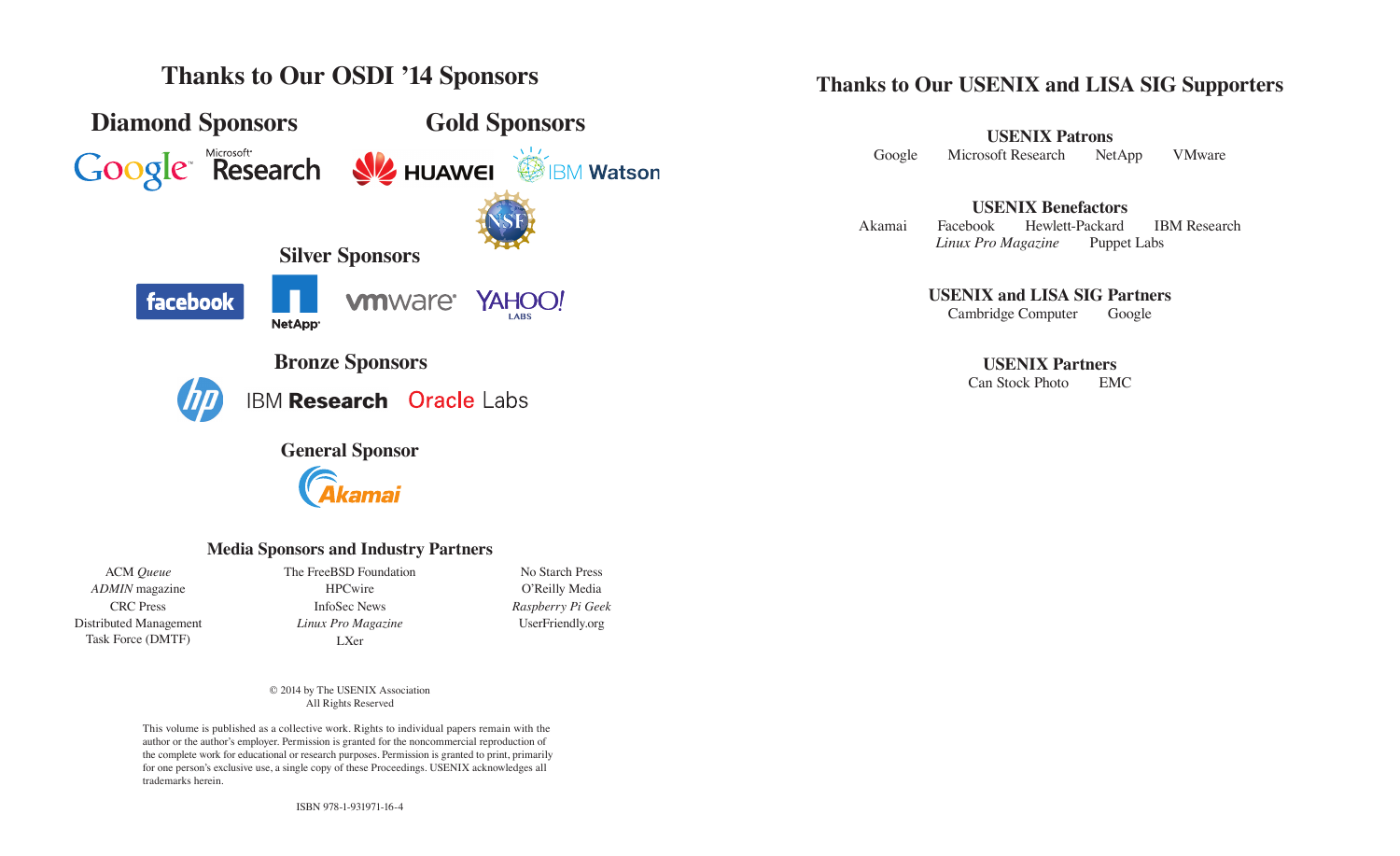# Thanks to Our OSDI '14 Sponsors

## Diamond Sponsors

Google
Microsoft Research

## Gold Sponsors

HUAWEI
IBM Watson
NSF

## Silver Sponsors

facebook
NetApp
vmware
YAHOO! LABS

## Bronze Sponsors

hp
IBM Research
Oracle Labs

## General Sponsor

Akamai

## Media Sponsors and Industry Partners

ACM *Queue*
*ADMIN* magazine
CRC Press
Distributed Management Task Force (DMTF)
The FreeBSD Foundation
HPCwire
InfoSec News
*Linux Pro Magazine*
LXer
No Starch Press
O'Reilly Media
*Raspberry Pi Geek*
UserFriendly.org

© 2014 by The USENIX Association
All Rights Reserved

This volume is published as a collective work. Rights to individual papers remain with the author or the author's employer. Permission is granted for the noncommercial reproduction of the complete work for educational or research purposes. Permission is granted to print, primarily for one person's exclusive use, a single copy of these Proceedings. USENIX acknowledges all trademarks herein.

ISBN 978-1-931971-16-4

# Thanks to Our USENIX and LISA SIG Supporters

### USENIX Patrons

Google    Microsoft Research    NetApp    VMware

### USENIX Benefactors

Akamai    Facebook    Hewlett-Packard    IBM Research
*Linux Pro Magazine*    Puppet Labs

### USENIX and LISA SIG Partners

Cambridge Computer    Google

### USENIX Partners

Can Stock Photo    EMC